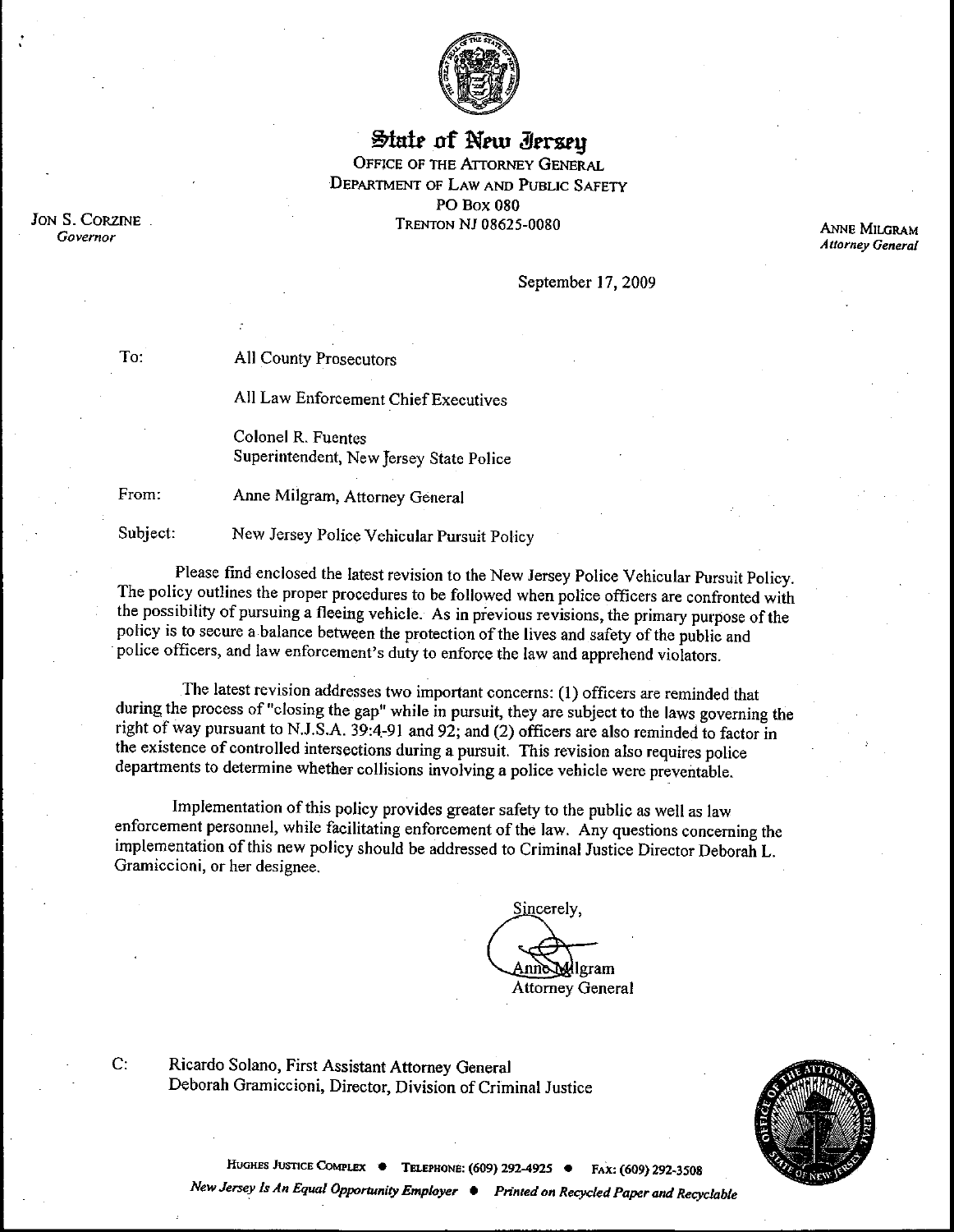# State of New Jersey

OFFICE OF THE ATTORNEY GENERAL
DEPARTMENT OF LAW AND PUBLIC SAFETY
PO BOX 080
TRENTON NJ 08625-0080

JON S. CORZINE
*Governor*

ANNE MILGRAM
*Attorney General*

September 17, 2009

To: All County Prosecutors

All Law Enforcement Chief Executives

Colonel R. Fuentes
Superintendent, New Jersey State Police

From: Anne Milgram, Attorney General

Subject: New Jersey Police Vehicular Pursuit Policy

Please find enclosed the latest revision to the New Jersey Police Vehicular Pursuit Policy. The policy outlines the proper procedures to be followed when police officers are confronted with the possibility of pursuing a fleeing vehicle. As in previous revisions, the primary purpose of the policy is to secure a balance between the protection of the lives and safety of the public and police officers, and law enforcement's duty to enforce the law and apprehend violators.

The latest revision addresses two important concerns: (1) officers are reminded that during the process of "closing the gap" while in pursuit, they are subject to the laws governing the right of way pursuant to N.J.S.A. 39:4-91 and 92; and (2) officers are also reminded to factor in the existence of controlled intersections during a pursuit. This revision also requires police departments to determine whether collisions involving a police vehicle were preventable.

Implementation of this policy provides greater safety to the public as well as law enforcement personnel, while facilitating enforcement of the law. Any questions concerning the implementation of this new policy should be addressed to Criminal Justice Director Deborah L. Gramiccioni, or her designee.

Sincerely,

Anne Milgram
Attorney General

C: Ricardo Solano, First Assistant Attorney General
Deborah Gramiccioni, Director, Division of Criminal Justice

HUGHES JUSTICE COMPLEX • TELEPHONE: (609) 292-4925 • FAX: (609) 292-3508
*New Jersey Is An Equal Opportunity Employer • Printed on Recycled Paper and Recyclable*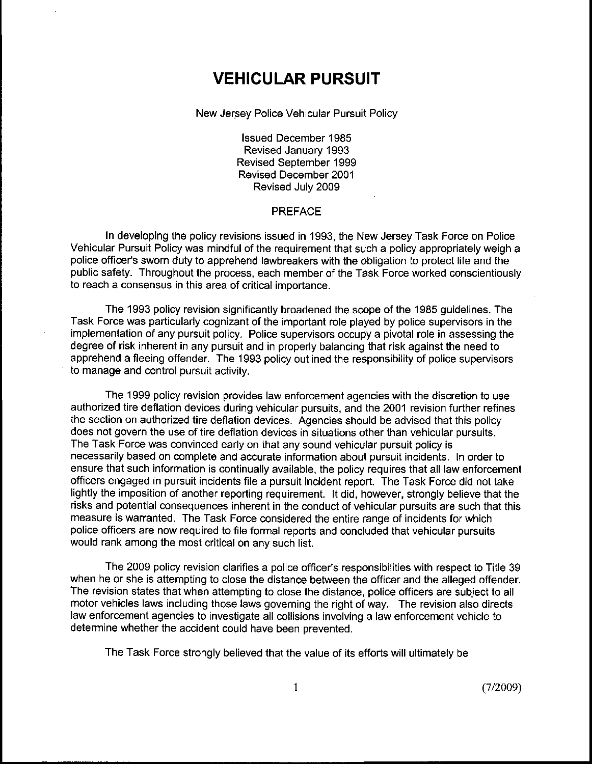# VEHICULAR PURSUIT

New Jersey Police Vehicular Pursuit Policy

Issued December 1985
Revised January 1993
Revised September 1999
Revised December 2001
Revised July 2009

## PREFACE

In developing the policy revisions issued in 1993, the New Jersey Task Force on Police Vehicular Pursuit Policy was mindful of the requirement that such a policy appropriately weigh a police officer's sworn duty to apprehend lawbreakers with the obligation to protect life and the public safety. Throughout the process, each member of the Task Force worked conscientiously to reach a consensus in this area of critical importance.

The 1993 policy revision significantly broadened the scope of the 1985 guidelines. The Task Force was particularly cognizant of the important role played by police supervisors in the implementation of any pursuit policy. Police supervisors occupy a pivotal role in assessing the degree of risk inherent in any pursuit and in properly balancing that risk against the need to apprehend a fleeing offender. The 1993 policy outlined the responsibility of police supervisors to manage and control pursuit activity.

The 1999 policy revision provides law enforcement agencies with the discretion to use authorized tire deflation devices during vehicular pursuits, and the 2001 revision further refines the section on authorized tire deflation devices. Agencies should be advised that this policy does not govern the use of tire deflation devices in situations other than vehicular pursuits. The Task Force was convinced early on that any sound vehicular pursuit policy is necessarily based on complete and accurate information about pursuit incidents. In order to ensure that such information is continually available, the policy requires that all law enforcement officers engaged in pursuit incidents file a pursuit incident report. The Task Force did not take lightly the imposition of another reporting requirement. It did, however, strongly believe that the risks and potential consequences inherent in the conduct of vehicular pursuits are such that this measure is warranted. The Task Force considered the entire range of incidents for which police officers are now required to file formal reports and concluded that vehicular pursuits would rank among the most critical on any such list.

The 2009 policy revision clarifies a police officer's responsibilities with respect to Title 39 when he or she is attempting to close the distance between the officer and the alleged offender. The revision states that when attempting to close the distance, police officers are subject to all motor vehicles laws including those laws governing the right of way. The revision also directs law enforcement agencies to investigate all collisions involving a law enforcement vehicle to determine whether the accident could have been prevented.

The Task Force strongly believed that the value of its efforts will ultimately be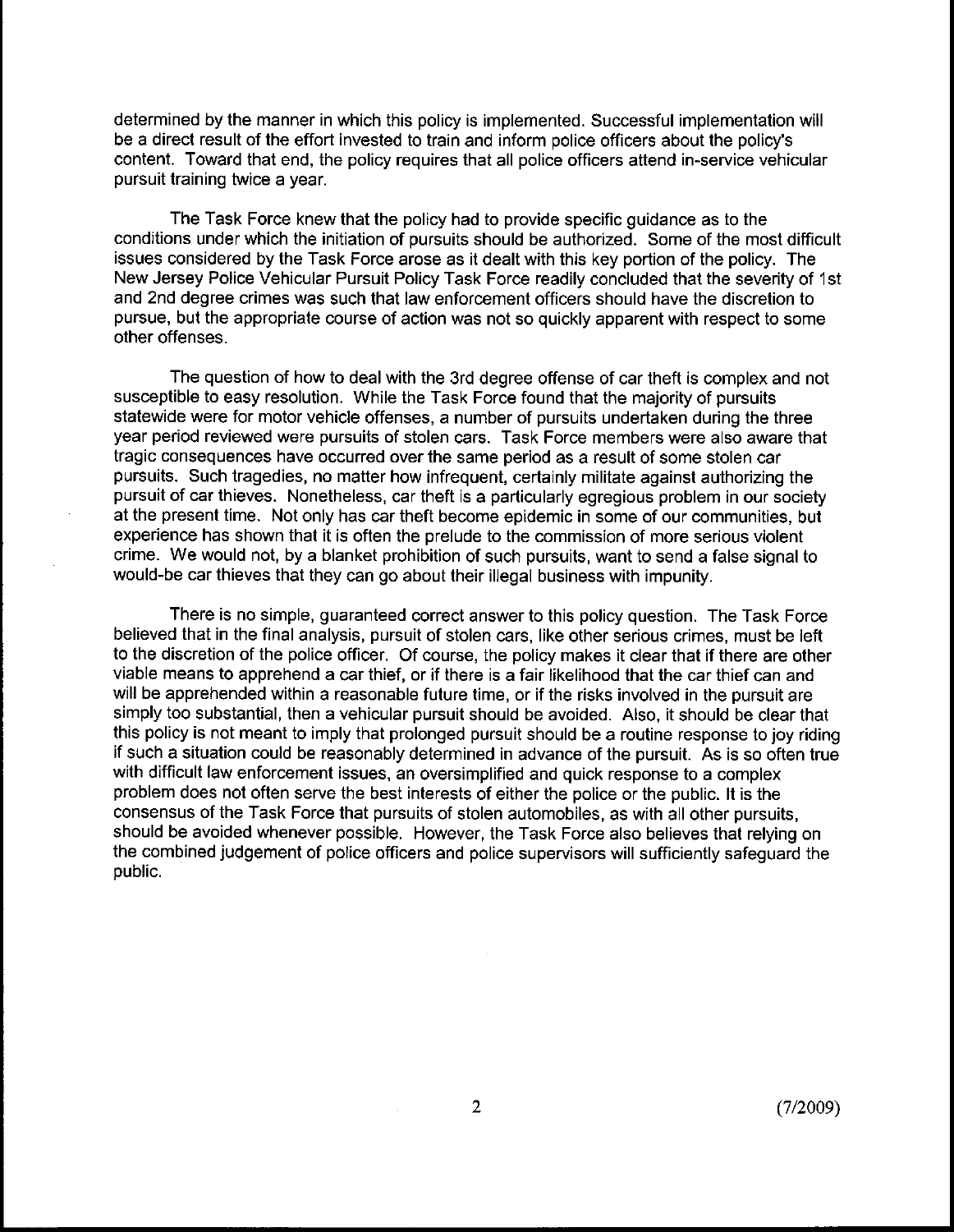determined by the manner in which this policy is implemented. Successful implementation will be a direct result of the effort invested to train and inform police officers about the policy's content. Toward that end, the policy requires that all police officers attend in-service vehicular pursuit training twice a year.

The Task Force knew that the policy had to provide specific guidance as to the conditions under which the initiation of pursuits should be authorized. Some of the most difficult issues considered by the Task Force arose as it dealt with this key portion of the policy. The New Jersey Police Vehicular Pursuit Policy Task Force readily concluded that the severity of 1st and 2nd degree crimes was such that law enforcement officers should have the discretion to pursue, but the appropriate course of action was not so quickly apparent with respect to some other offenses.

The question of how to deal with the 3rd degree offense of car theft is complex and not susceptible to easy resolution. While the Task Force found that the majority of pursuits statewide were for motor vehicle offenses, a number of pursuits undertaken during the three year period reviewed were pursuits of stolen cars. Task Force members were also aware that tragic consequences have occurred over the same period as a result of some stolen car pursuits. Such tragedies, no matter how infrequent, certainly militate against authorizing the pursuit of car thieves. Nonetheless, car theft is a particularly egregious problem in our society at the present time. Not only has car theft become epidemic in some of our communities, but experience has shown that it is often the prelude to the commission of more serious violent crime. We would not, by a blanket prohibition of such pursuits, want to send a false signal to would-be car thieves that they can go about their illegal business with impunity.

There is no simple, guaranteed correct answer to this policy question. The Task Force believed that in the final analysis, pursuit of stolen cars, like other serious crimes, must be left to the discretion of the police officer. Of course, the policy makes it clear that if there are other viable means to apprehend a car thief, or if there is a fair likelihood that the car thief can and will be apprehended within a reasonable future time, or if the risks involved in the pursuit are simply too substantial, then a vehicular pursuit should be avoided. Also, it should be clear that this policy is not meant to imply that prolonged pursuit should be a routine response to joy riding if such a situation could be reasonably determined in advance of the pursuit. As is so often true with difficult law enforcement issues, an oversimplified and quick response to a complex problem does not often serve the best interests of either the police or the public. It is the consensus of the Task Force that pursuits of stolen automobiles, as with all other pursuits, should be avoided whenever possible. However, the Task Force also believes that relying on the combined judgement of police officers and police supervisors will sufficiently safeguard the public.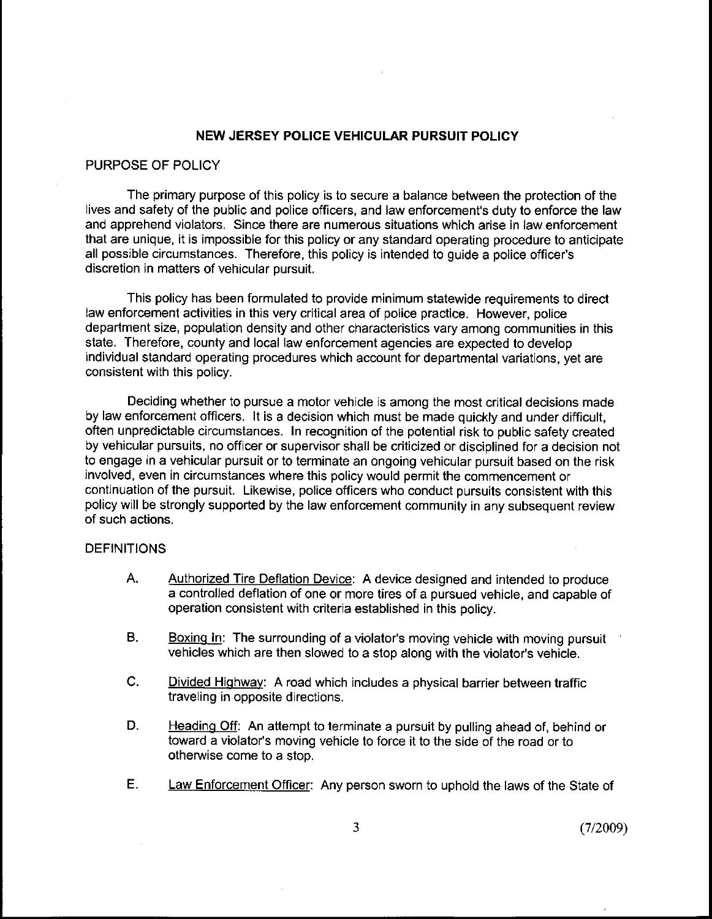# NEW JERSEY POLICE VEHICULAR PURSUIT POLICY

## PURPOSE OF POLICY

The primary purpose of this policy is to secure a balance between the protection of the lives and safety of the public and police officers, and law enforcement's duty to enforce the law and apprehend violators. Since there are numerous situations which arise in law enforcement that are unique, it is impossible for this policy or any standard operating procedure to anticipate all possible circumstances. Therefore, this policy is intended to guide a police officer's discretion in matters of vehicular pursuit.

This policy has been formulated to provide minimum statewide requirements to direct law enforcement activities in this very critical area of police practice. However, police department size, population density and other characteristics vary among communities in this state. Therefore, county and local law enforcement agencies are expected to develop individual standard operating procedures which account for departmental variations, yet are consistent with this policy.

Deciding whether to pursue a motor vehicle is among the most critical decisions made by law enforcement officers. It is a decision which must be made quickly and under difficult, often unpredictable circumstances. In recognition of the potential risk to public safety created by vehicular pursuits, no officer or supervisor shall be criticized or disciplined for a decision not to engage in a vehicular pursuit or to terminate an ongoing vehicular pursuit based on the risk involved, even in circumstances where this policy would permit the commencement or continuation of the pursuit. Likewise, police officers who conduct pursuits consistent with this policy will be strongly supported by the law enforcement community in any subsequent review of such actions.

## DEFINITIONS

A. Authorized Tire Deflation Device: A device designed and intended to produce a controlled deflation of one or more tires of a pursued vehicle, and capable of operation consistent with criteria established in this policy.

B. Boxing In: The surrounding of a violator's moving vehicle with moving pursuit vehicles which are then slowed to a stop along with the violator's vehicle.

C. Divided Highway: A road which includes a physical barrier between traffic traveling in opposite directions.

D. Heading Off: An attempt to terminate a pursuit by pulling ahead of, behind or toward a violator's moving vehicle to force it to the side of the road or to otherwise come to a stop.

E. Law Enforcement Officer: Any person sworn to uphold the laws of the State of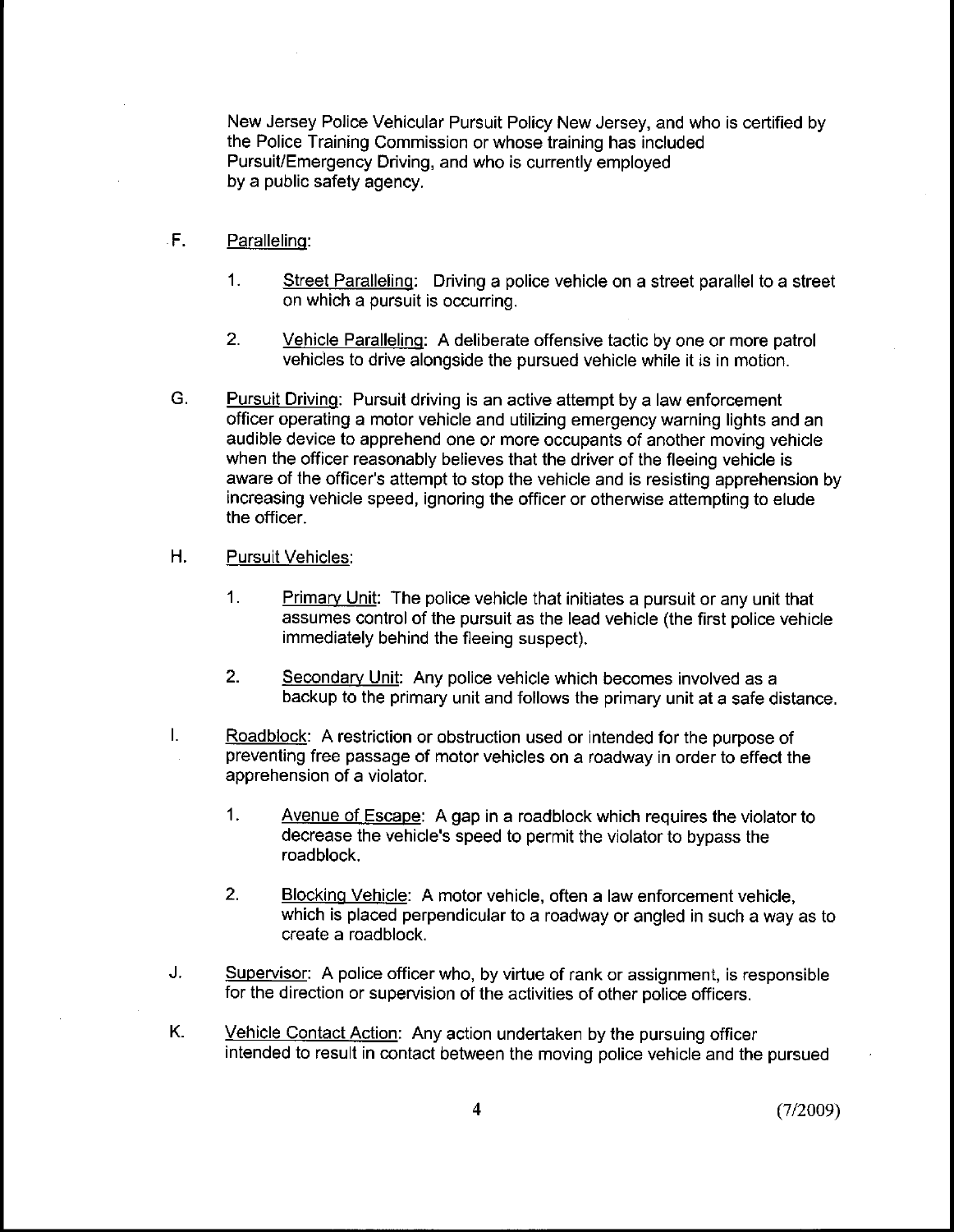New Jersey Police Vehicular Pursuit Policy New Jersey, and who is certified by the Police Training Commission or whose training has included Pursuit/Emergency Driving, and who is currently employed by a public safety agency.

F. Paralleling:

1. Street Paralleling: Driving a police vehicle on a street parallel to a street on which a pursuit is occurring.

2. Vehicle Paralleling: A deliberate offensive tactic by one or more patrol vehicles to drive alongside the pursued vehicle while it is in motion.

G. Pursuit Driving: Pursuit driving is an active attempt by a law enforcement officer operating a motor vehicle and utilizing emergency warning lights and an audible device to apprehend one or more occupants of another moving vehicle when the officer reasonably believes that the driver of the fleeing vehicle is aware of the officer's attempt to stop the vehicle and is resisting apprehension by increasing vehicle speed, ignoring the officer or otherwise attempting to elude the officer.

H. Pursuit Vehicles:

1. Primary Unit: The police vehicle that initiates a pursuit or any unit that assumes control of the pursuit as the lead vehicle (the first police vehicle immediately behind the fleeing suspect).

2. Secondary Unit: Any police vehicle which becomes involved as a backup to the primary unit and follows the primary unit at a safe distance.

I. Roadblock: A restriction or obstruction used or intended for the purpose of preventing free passage of motor vehicles on a roadway in order to effect the apprehension of a violator.

1. Avenue of Escape: A gap in a roadblock which requires the violator to decrease the vehicle's speed to permit the violator to bypass the roadblock.

2. Blocking Vehicle: A motor vehicle, often a law enforcement vehicle, which is placed perpendicular to a roadway or angled in such a way as to create a roadblock.

J. Supervisor: A police officer who, by virtue of rank or assignment, is responsible for the direction or supervision of the activities of other police officers.

K. Vehicle Contact Action: Any action undertaken by the pursuing officer intended to result in contact between the moving police vehicle and the pursued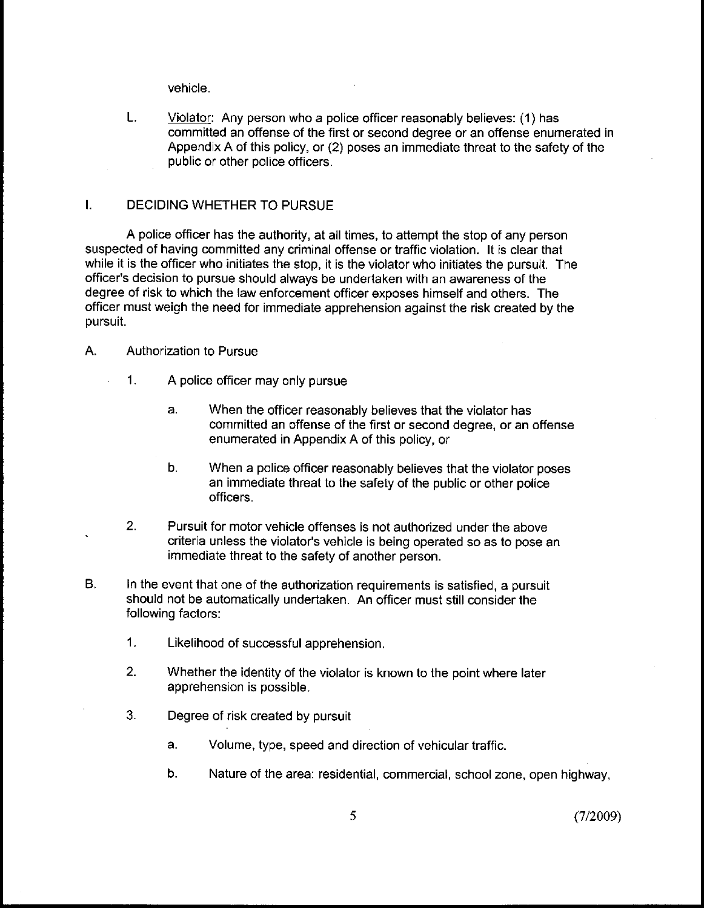vehicle.

L. Violator: Any person who a police officer reasonably believes: (1) has committed an offense of the first or second degree or an offense enumerated in Appendix A of this policy, or (2) poses an immediate threat to the safety of the public or other police officers.

## I. DECIDING WHETHER TO PURSUE

A police officer has the authority, at all times, to attempt the stop of any person suspected of having committed any criminal offense or traffic violation. It is clear that while it is the officer who initiates the stop, it is the violator who initiates the pursuit. The officer's decision to pursue should always be undertaken with an awareness of the degree of risk to which the law enforcement officer exposes himself and others. The officer must weigh the need for immediate apprehension against the risk created by the pursuit.

A. Authorization to Pursue

1. A police officer may only pursue

   a. When the officer reasonably believes that the violator has committed an offense of the first or second degree, or an offense enumerated in Appendix A of this policy, or

   b. When a police officer reasonably believes that the violator poses an immediate threat to the safety of the public or other police officers.

2. Pursuit for motor vehicle offenses is not authorized under the above criteria unless the violator's vehicle is being operated so as to pose an immediate threat to the safety of another person.

B. In the event that one of the authorization requirements is satisfied, a pursuit should not be automatically undertaken. An officer must still consider the following factors:

1. Likelihood of successful apprehension.

2. Whether the identity of the violator is known to the point where later apprehension is possible.

3. Degree of risk created by pursuit

   a. Volume, type, speed and direction of vehicular traffic.

   b. Nature of the area: residential, commercial, school zone, open highway,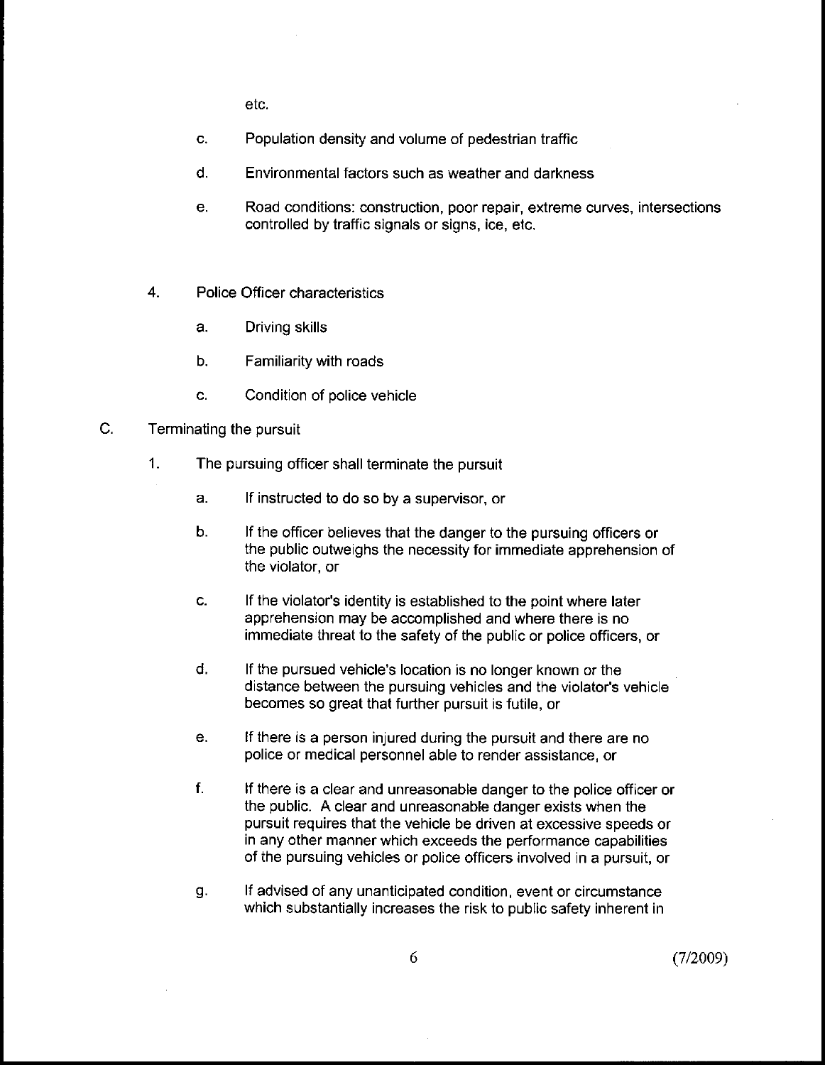etc.

c. Population density and volume of pedestrian traffic

d. Environmental factors such as weather and darkness

e. Road conditions: construction, poor repair, extreme curves, intersections controlled by traffic signals or signs, ice, etc.

4. Police Officer characteristics

   a. Driving skills

   b. Familiarity with roads

   c. Condition of police vehicle

C. Terminating the pursuit

1. The pursuing officer shall terminate the pursuit

   a. If instructed to do so by a supervisor, or

   b. If the officer believes that the danger to the pursuing officers or the public outweighs the necessity for immediate apprehension of the violator, or

   c. If the violator's identity is established to the point where later apprehension may be accomplished and where there is no immediate threat to the safety of the public or police officers, or

   d. If the pursued vehicle's location is no longer known or the distance between the pursuing vehicles and the violator's vehicle becomes so great that further pursuit is futile, or

   e. If there is a person injured during the pursuit and there are no police or medical personnel able to render assistance, or

   f. If there is a clear and unreasonable danger to the police officer or the public. A clear and unreasonable danger exists when the pursuit requires that the vehicle be driven at excessive speeds or in any other manner which exceeds the performance capabilities of the pursuing vehicles or police officers involved in a pursuit, or

   g. If advised of any unanticipated condition, event or circumstance which substantially increases the risk to public safety inherent in

(7/2009)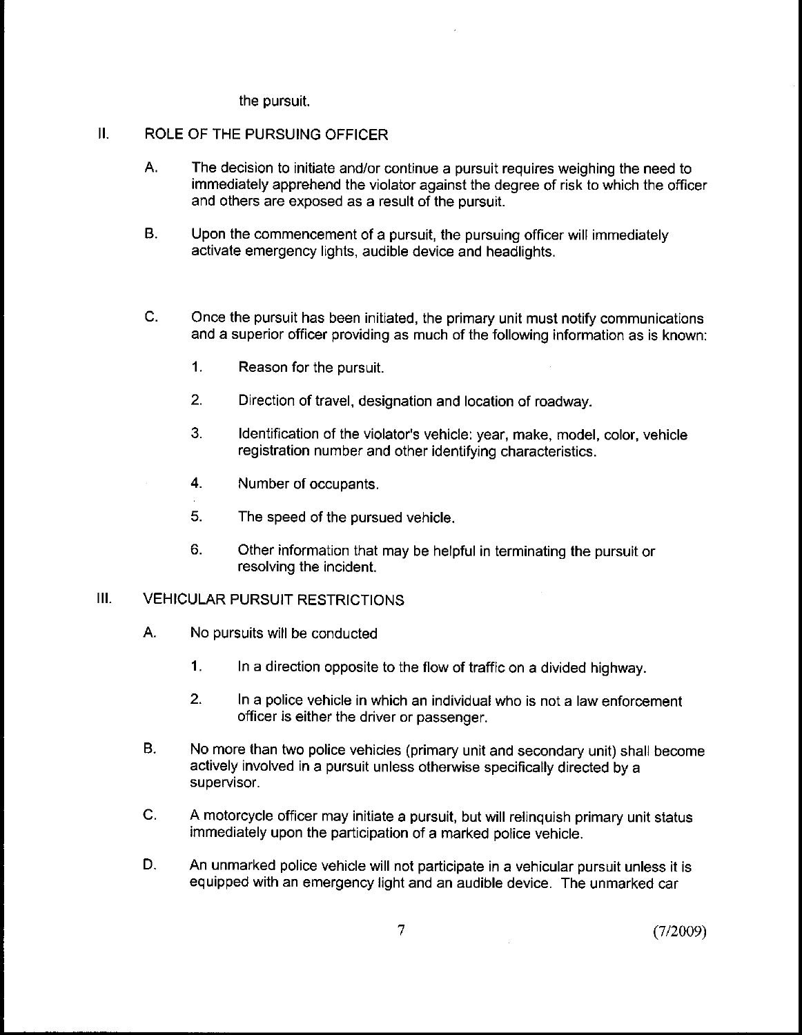the pursuit.

## II. ROLE OF THE PURSUING OFFICER

A. The decision to initiate and/or continue a pursuit requires weighing the need to immediately apprehend the violator against the degree of risk to which the officer and others are exposed as a result of the pursuit.

B. Upon the commencement of a pursuit, the pursuing officer will immediately activate emergency lights, audible device and headlights.

C. Once the pursuit has been initiated, the primary unit must notify communications and a superior officer providing as much of the following information as is known:

1. Reason for the pursuit.

2. Direction of travel, designation and location of roadway.

3. Identification of the violator's vehicle: year, make, model, color, vehicle registration number and other identifying characteristics.

4. Number of occupants.

5. The speed of the pursued vehicle.

6. Other information that may be helpful in terminating the pursuit or resolving the incident.

## III. VEHICULAR PURSUIT RESTRICTIONS

A. No pursuits will be conducted

1. In a direction opposite to the flow of traffic on a divided highway.

2. In a police vehicle in which an individual who is not a law enforcement officer is either the driver or passenger.

B. No more than two police vehicles (primary unit and secondary unit) shall become actively involved in a pursuit unless otherwise specifically directed by a supervisor.

C. A motorcycle officer may initiate a pursuit, but will relinquish primary unit status immediately upon the participation of a marked police vehicle.

D. An unmarked police vehicle will not participate in a vehicular pursuit unless it is equipped with an emergency light and an audible device. The unmarked car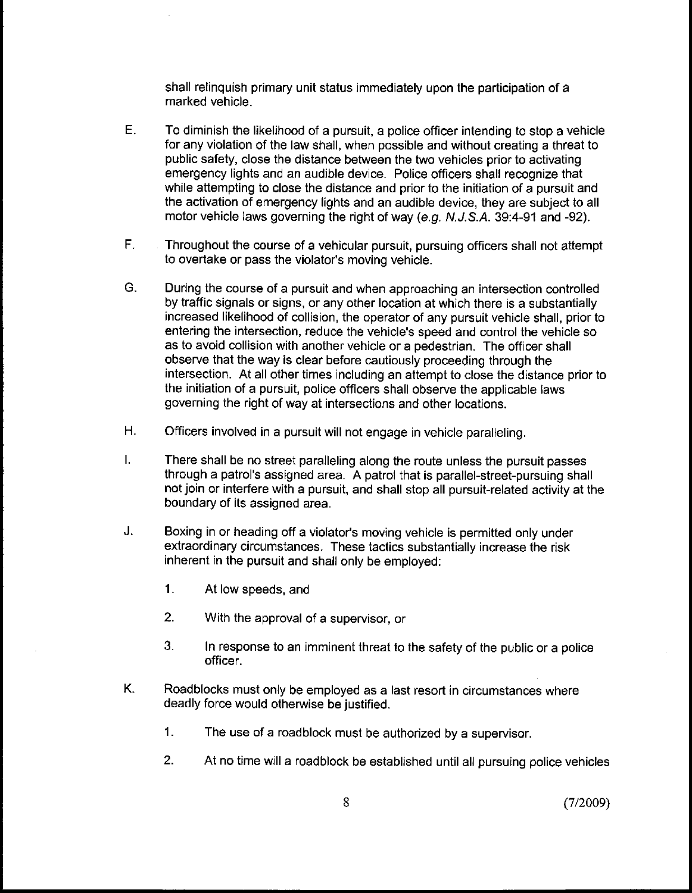shall relinquish primary unit status immediately upon the participation of a marked vehicle.

E. To diminish the likelihood of a pursuit, a police officer intending to stop a vehicle for any violation of the law shall, when possible and without creating a threat to public safety, close the distance between the two vehicles prior to activating emergency lights and an audible device. Police officers shall recognize that while attempting to close the distance and prior to the initiation of a pursuit and the activation of emergency lights and an audible device, they are subject to all motor vehicle laws governing the right of way (*e.g. N.J.S.A.* 39:4-91 and -92).

F. Throughout the course of a vehicular pursuit, pursuing officers shall not attempt to overtake or pass the violator's moving vehicle.

G. During the course of a pursuit and when approaching an intersection controlled by traffic signals or signs, or any other location at which there is a substantially increased likelihood of collision, the operator of any pursuit vehicle shall, prior to entering the intersection, reduce the vehicle's speed and control the vehicle so as to avoid collision with another vehicle or a pedestrian. The officer shall observe that the way is clear before cautiously proceeding through the intersection. At all other times including an attempt to close the distance prior to the initiation of a pursuit, police officers shall observe the applicable laws governing the right of way at intersections and other locations.

H. Officers involved in a pursuit will not engage in vehicle paralleling.

I. There shall be no street paralleling along the route unless the pursuit passes through a patrol's assigned area. A patrol that is parallel-street-pursuing shall not join or interfere with a pursuit, and shall stop all pursuit-related activity at the boundary of its assigned area.

J. Boxing in or heading off a violator's moving vehicle is permitted only under extraordinary circumstances. These tactics substantially increase the risk inherent in the pursuit and shall only be employed:

   1. At low speeds, and

   2. With the approval of a supervisor, or

   3. In response to an imminent threat to the safety of the public or a police officer.

K. Roadblocks must only be employed as a last resort in circumstances where deadly force would otherwise be justified.

   1. The use of a roadblock must be authorized by a supervisor.

   2. At no time will a roadblock be established until all pursuing police vehicles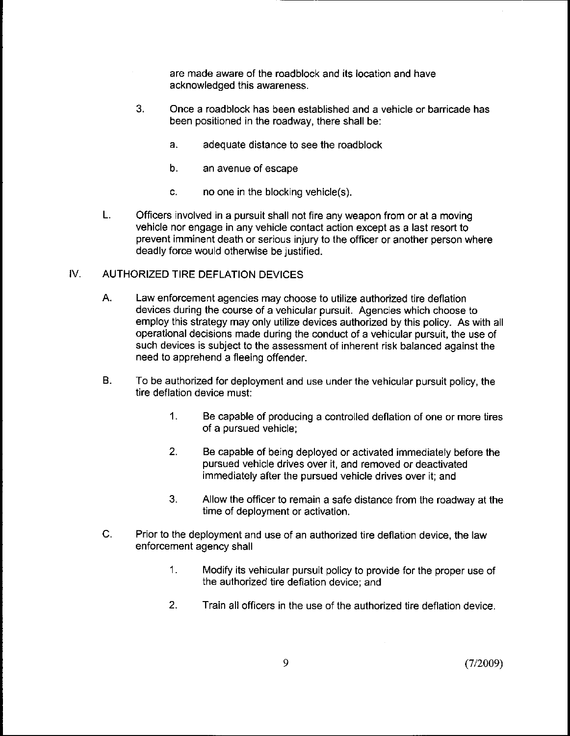are made aware of the roadblock and its location and have acknowledged this awareness.

3. Once a roadblock has been established and a vehicle or barricade has been positioned in the roadway, there shall be:

   a. adequate distance to see the roadblock

   b. an avenue of escape

   c. no one in the blocking vehicle(s).

L. Officers involved in a pursuit shall not fire any weapon from or at a moving vehicle nor engage in any vehicle contact action except as a last resort to prevent imminent death or serious injury to the officer or another person where deadly force would otherwise be justified.

## IV. AUTHORIZED TIRE DEFLATION DEVICES

A. Law enforcement agencies may choose to utilize authorized tire deflation devices during the course of a vehicular pursuit. Agencies which choose to employ this strategy may only utilize devices authorized by this policy. As with all operational decisions made during the conduct of a vehicular pursuit, the use of such devices is subject to the assessment of inherent risk balanced against the need to apprehend a fleeing offender.

B. To be authorized for deployment and use under the vehicular pursuit policy, the tire deflation device must:

   1. Be capable of producing a controlled deflation of one or more tires of a pursued vehicle;

   2. Be capable of being deployed or activated immediately before the pursued vehicle drives over it, and removed or deactivated immediately after the pursued vehicle drives over it; and

   3. Allow the officer to remain a safe distance from the roadway at the time of deployment or activation.

C. Prior to the deployment and use of an authorized tire deflation device, the law enforcement agency shall

   1. Modify its vehicular pursuit policy to provide for the proper use of the authorized tire deflation device; and

   2. Train all officers in the use of the authorized tire deflation device.

(7/2009)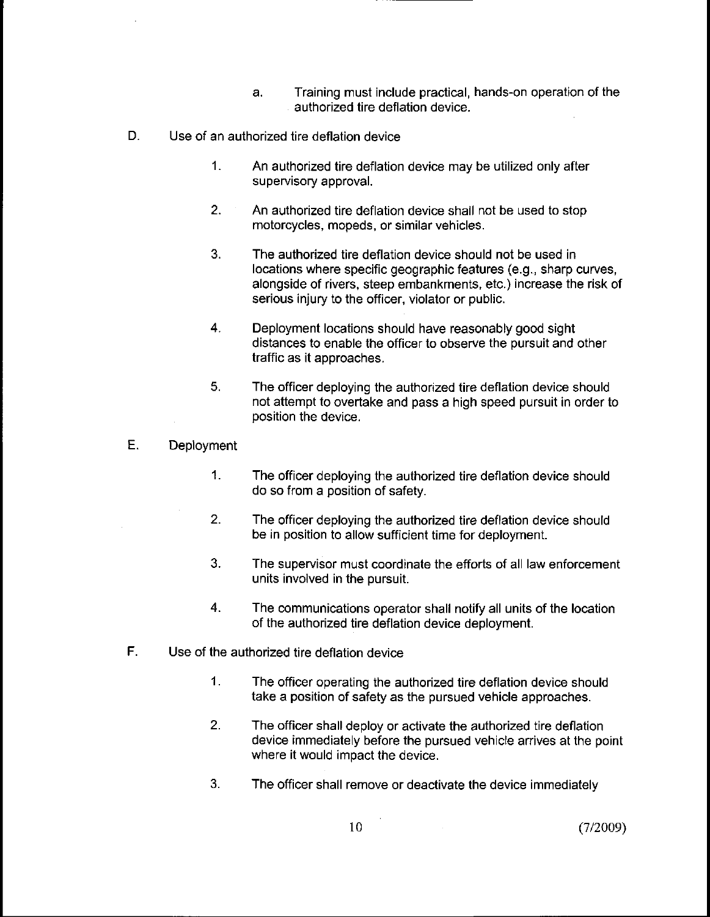a. Training must include practical, hands-on operation of the authorized tire deflation device.

D. Use of an authorized tire deflation device

1. An authorized tire deflation device may be utilized only after supervisory approval.

2. An authorized tire deflation device shall not be used to stop motorcycles, mopeds, or similar vehicles.

3. The authorized tire deflation device should not be used in locations where specific geographic features (e.g., sharp curves, alongside of rivers, steep embankments, etc.) increase the risk of serious injury to the officer, violator or public.

4. Deployment locations should have reasonably good sight distances to enable the officer to observe the pursuit and other traffic as it approaches.

5. The officer deploying the authorized tire deflation device should not attempt to overtake and pass a high speed pursuit in order to position the device.

E. Deployment

1. The officer deploying the authorized tire deflation device should do so from a position of safety.

2. The officer deploying the authorized tire deflation device should be in position to allow sufficient time for deployment.

3. The supervisor must coordinate the efforts of all law enforcement units involved in the pursuit.

4. The communications operator shall notify all units of the location of the authorized tire deflation device deployment.

F. Use of the authorized tire deflation device

1. The officer operating the authorized tire deflation device should take a position of safety as the pursued vehicle approaches.

2. The officer shall deploy or activate the authorized tire deflation device immediately before the pursued vehicle arrives at the point where it would impact the device.

3. The officer shall remove or deactivate the device immediately

(7/2009)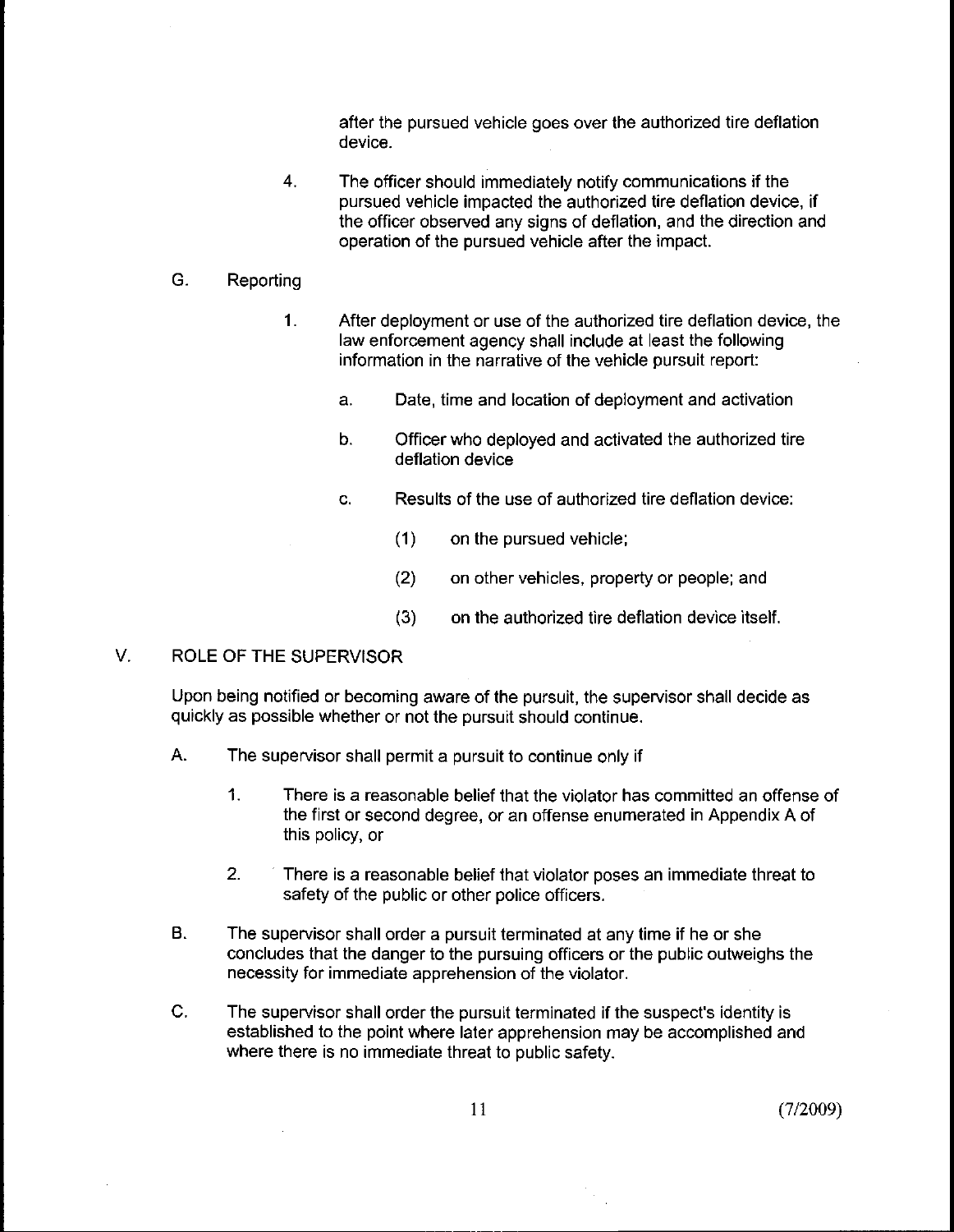after the pursued vehicle goes over the authorized tire deflation device.

4. The officer should immediately notify communications if the pursued vehicle impacted the authorized tire deflation device, if the officer observed any signs of deflation, and the direction and operation of the pursued vehicle after the impact.

G. Reporting

1. After deployment or use of the authorized tire deflation device, the law enforcement agency shall include at least the following information in the narrative of the vehicle pursuit report:

   a. Date, time and location of deployment and activation

   b. Officer who deployed and activated the authorized tire deflation device

   c. Results of the use of authorized tire deflation device:

      (1) on the pursued vehicle;

      (2) on other vehicles, property or people; and

      (3) on the authorized tire deflation device itself.

## V. ROLE OF THE SUPERVISOR

Upon being notified or becoming aware of the pursuit, the supervisor shall decide as quickly as possible whether or not the pursuit should continue.

A. The supervisor shall permit a pursuit to continue only if

1. There is a reasonable belief that the violator has committed an offense of the first or second degree, or an offense enumerated in Appendix A of this policy, or

2. There is a reasonable belief that violator poses an immediate threat to safety of the public or other police officers.

B. The supervisor shall order a pursuit terminated at any time if he or she concludes that the danger to the pursuing officers or the public outweighs the necessity for immediate apprehension of the violator.

C. The supervisor shall order the pursuit terminated if the suspect's identity is established to the point where later apprehension may be accomplished and where there is no immediate threat to public safety.

(7/2009)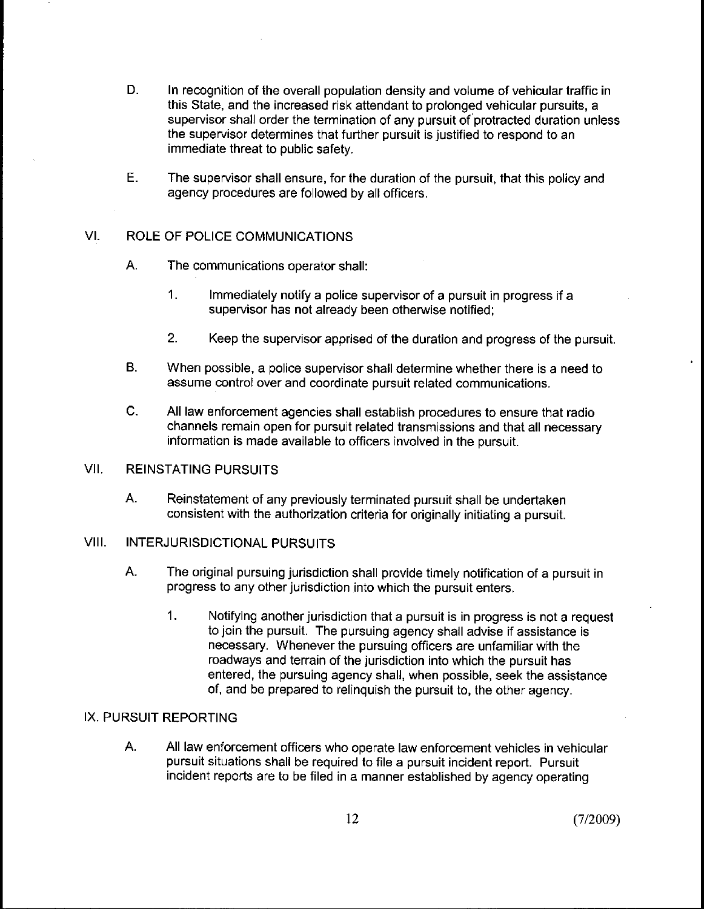D. In recognition of the overall population density and volume of vehicular traffic in this State, and the increased risk attendant to prolonged vehicular pursuits, a supervisor shall order the termination of any pursuit of protracted duration unless the supervisor determines that further pursuit is justified to respond to an immediate threat to public safety.

E. The supervisor shall ensure, for the duration of the pursuit, that this policy and agency procedures are followed by all officers.

## VI. ROLE OF POLICE COMMUNICATIONS

A. The communications operator shall:

1. Immediately notify a police supervisor of a pursuit in progress if a supervisor has not already been otherwise notified;

2. Keep the supervisor apprised of the duration and progress of the pursuit.

B. When possible, a police supervisor shall determine whether there is a need to assume control over and coordinate pursuit related communications.

C. All law enforcement agencies shall establish procedures to ensure that radio channels remain open for pursuit related transmissions and that all necessary information is made available to officers involved in the pursuit.

## VII. REINSTATING PURSUITS

A. Reinstatement of any previously terminated pursuit shall be undertaken consistent with the authorization criteria for originally initiating a pursuit.

## VIII. INTERJURISDICTIONAL PURSUITS

A. The original pursuing jurisdiction shall provide timely notification of a pursuit in progress to any other jurisdiction into which the pursuit enters.

1. Notifying another jurisdiction that a pursuit is in progress is not a request to join the pursuit. The pursuing agency shall advise if assistance is necessary. Whenever the pursuing officers are unfamiliar with the roadways and terrain of the jurisdiction into which the pursuit has entered, the pursuing agency shall, when possible, seek the assistance of, and be prepared to relinquish the pursuit to, the other agency.

## IX. PURSUIT REPORTING

A. All law enforcement officers who operate law enforcement vehicles in vehicular pursuit situations shall be required to file a pursuit incident report. Pursuit incident reports are to be filed in a manner established by agency operating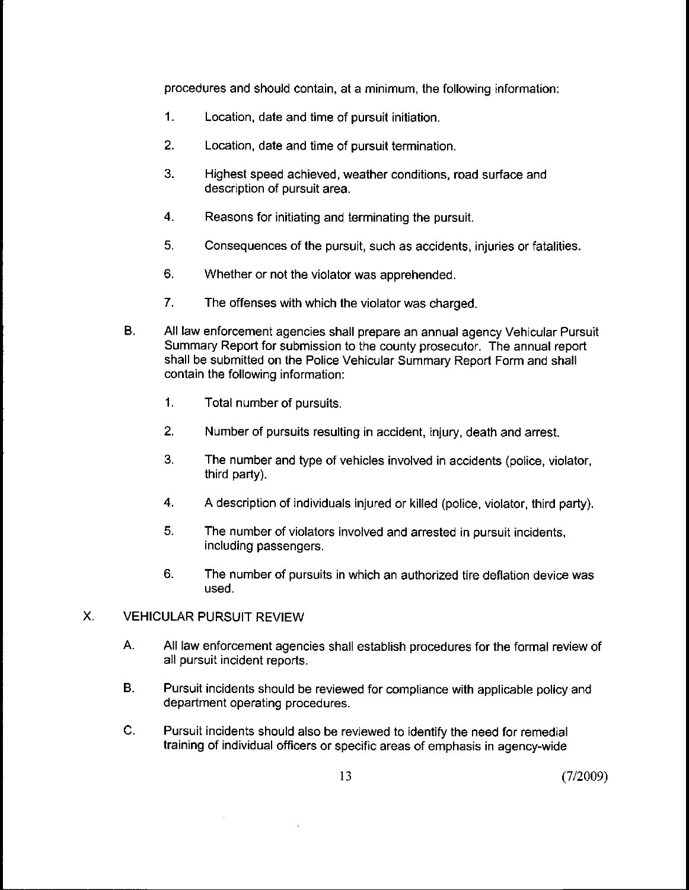procedures and should contain, at a minimum, the following information:

1. Location, date and time of pursuit initiation.

2. Location, date and time of pursuit termination.

3. Highest speed achieved, weather conditions, road surface and description of pursuit area.

4. Reasons for initiating and terminating the pursuit.

5. Consequences of the pursuit, such as accidents, injuries or fatalities.

6. Whether or not the violator was apprehended.

7. The offenses with which the violator was charged.

B. All law enforcement agencies shall prepare an annual agency Vehicular Pursuit Summary Report for submission to the county prosecutor. The annual report shall be submitted on the Police Vehicular Summary Report Form and shall contain the following information:

1. Total number of pursuits.

2. Number of pursuits resulting in accident, injury, death and arrest.

3. The number and type of vehicles involved in accidents (police, violator, third party).

4. A description of individuals injured or killed (police, violator, third party).

5. The number of violators involved and arrested in pursuit incidents, including passengers.

6. The number of pursuits in which an authorized tire deflation device was used.

## X. VEHICULAR PURSUIT REVIEW

A. All law enforcement agencies shall establish procedures for the formal review of all pursuit incident reports.

B. Pursuit incidents should be reviewed for compliance with applicable policy and department operating procedures.

C. Pursuit incidents should also be reviewed to identify the need for remedial training of individual officers or specific areas of emphasis in agency-wide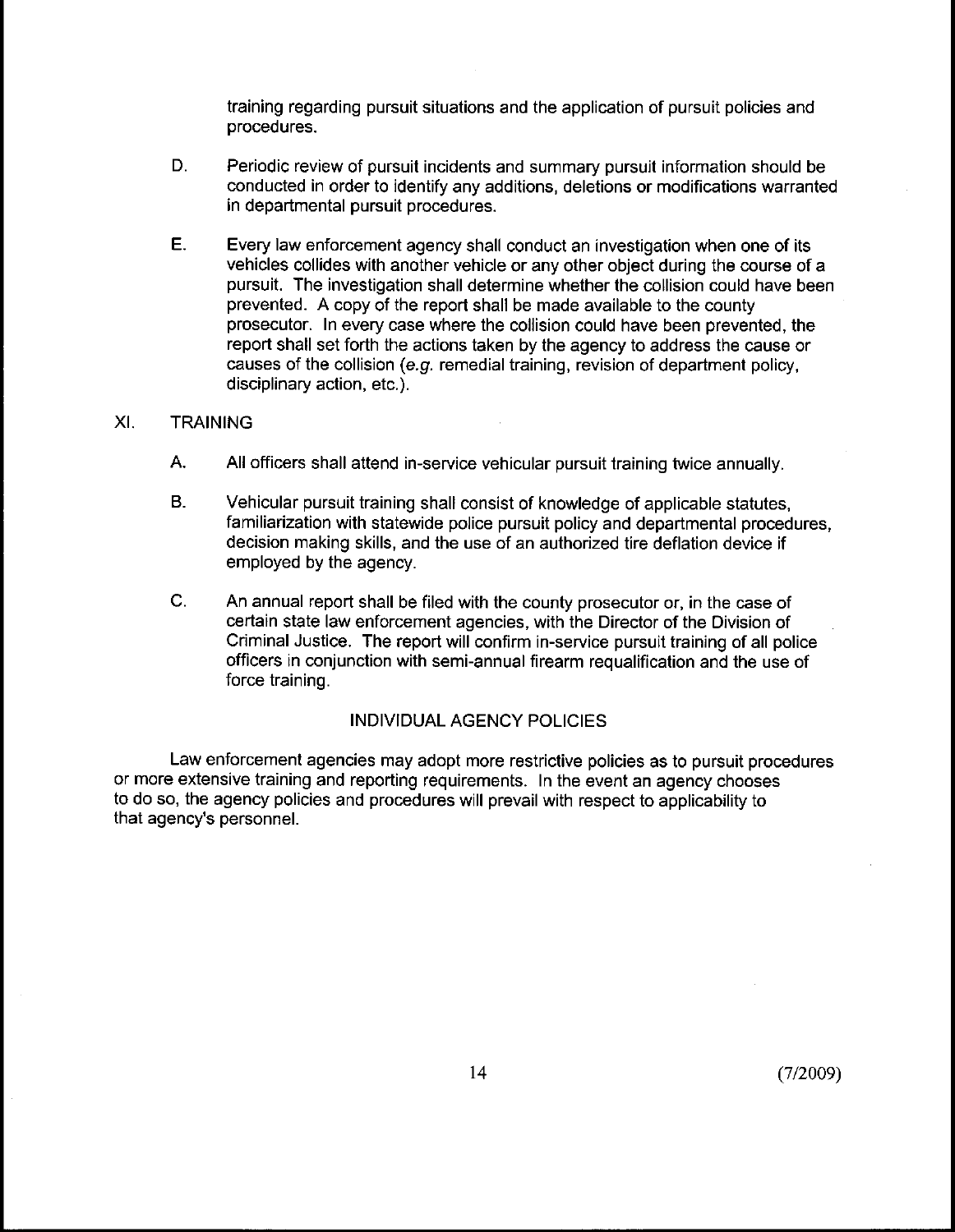training regarding pursuit situations and the application of pursuit policies and procedures.

D. Periodic review of pursuit incidents and summary pursuit information should be conducted in order to identify any additions, deletions or modifications warranted in departmental pursuit procedures.

E. Every law enforcement agency shall conduct an investigation when one of its vehicles collides with another vehicle or any other object during the course of a pursuit. The investigation shall determine whether the collision could have been prevented. A copy of the report shall be made available to the county prosecutor. In every case where the collision could have been prevented, the report shall set forth the actions taken by the agency to address the cause or causes of the collision (*e.g.* remedial training, revision of department policy, disciplinary action, etc.).

## XI. TRAINING

A. All officers shall attend in-service vehicular pursuit training twice annually.

B. Vehicular pursuit training shall consist of knowledge of applicable statutes, familiarization with statewide police pursuit policy and departmental procedures, decision making skills, and the use of an authorized tire deflation device if employed by the agency.

C. An annual report shall be filed with the county prosecutor or, in the case of certain state law enforcement agencies, with the Director of the Division of Criminal Justice. The report will confirm in-service pursuit training of all police officers in conjunction with semi-annual firearm requalification and the use of force training.

## INDIVIDUAL AGENCY POLICIES

Law enforcement agencies may adopt more restrictive policies as to pursuit procedures or more extensive training and reporting requirements. In the event an agency chooses to do so, the agency policies and procedures will prevail with respect to applicability to that agency's personnel.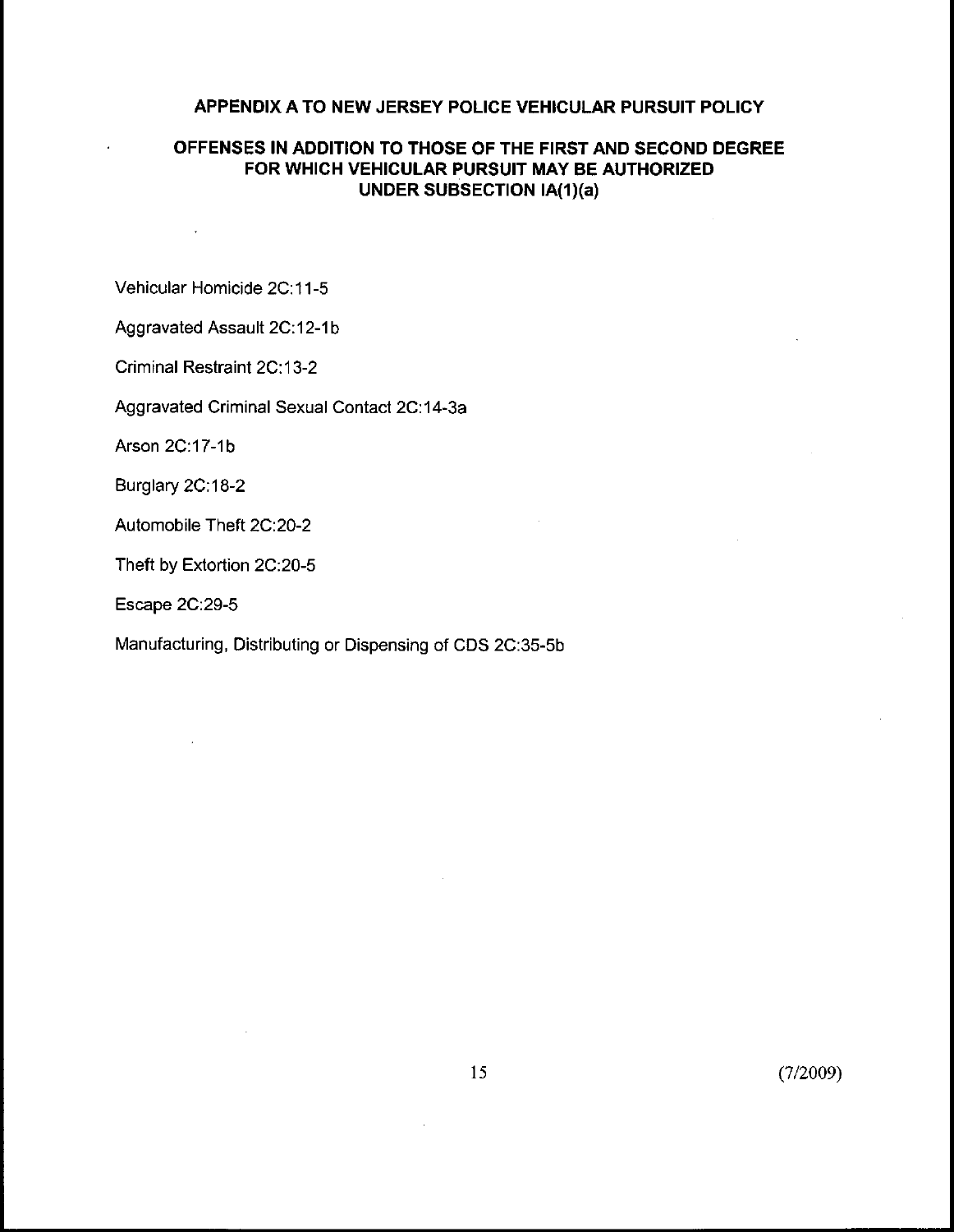## APPENDIX A TO NEW JERSEY POLICE VEHICULAR PURSUIT POLICY

### OFFENSES IN ADDITION TO THOSE OF THE FIRST AND SECOND DEGREE FOR WHICH VEHICULAR PURSUIT MAY BE AUTHORIZED UNDER SUBSECTION IA(1)(a)

Vehicular Homicide 2C:11-5

Aggravated Assault 2C:12-1b

Criminal Restraint 2C:13-2

Aggravated Criminal Sexual Contact 2C:14-3a

Arson 2C:17-1b

Burglary 2C:18-2

Automobile Theft 2C:20-2

Theft by Extortion 2C:20-5

Escape 2C:29-5

Manufacturing, Distributing or Dispensing of CDS 2C:35-5b

(7/2009)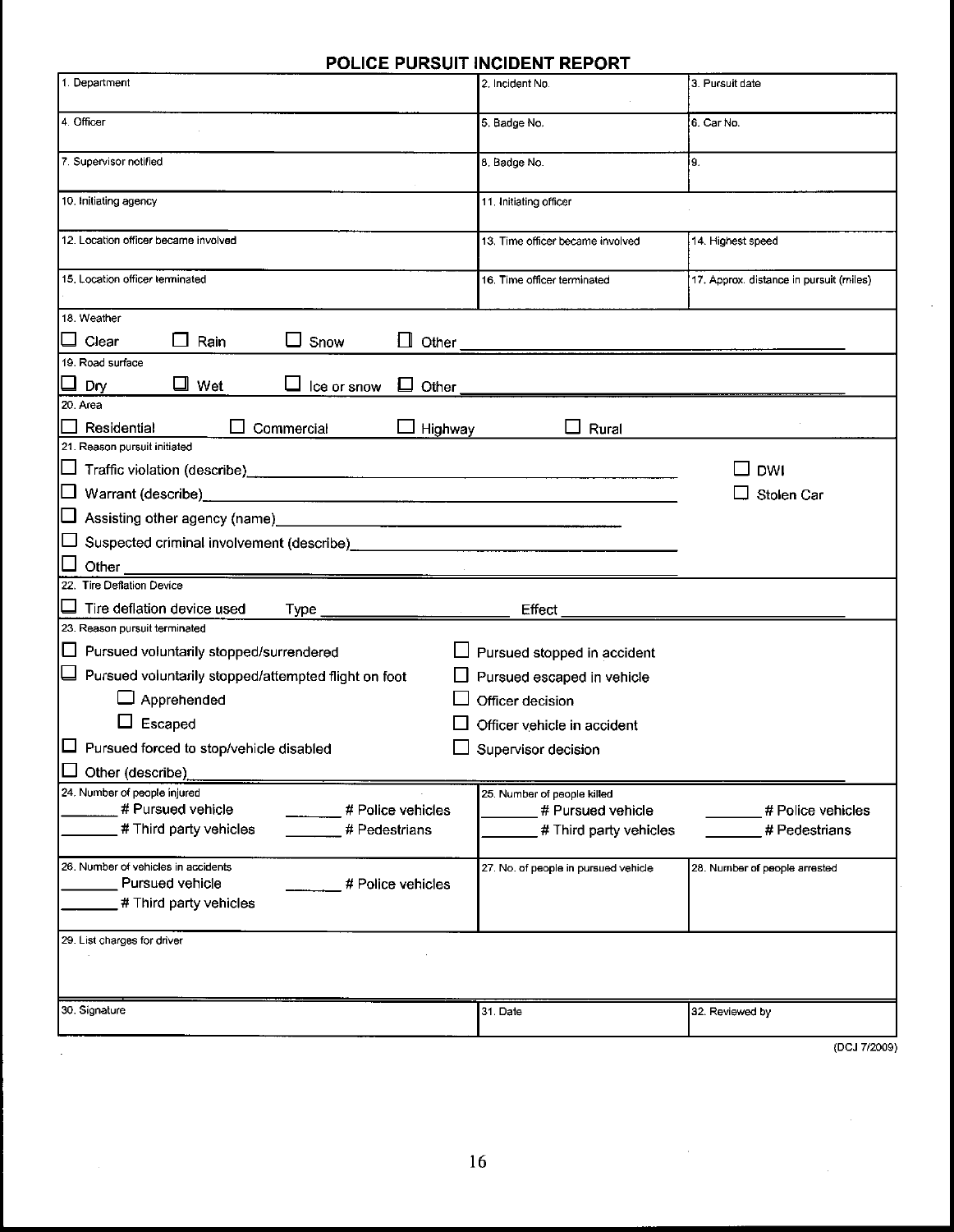# POLICE PURSUIT INCIDENT REPORT

| 1. Department | 2. Incident No. | 3. Pursuit date |
|---|---|---|
| 4. Officer | 5. Badge No. | 6. Car No. |
| 7. Supervisor notified | 8. Badge No. | 9. |
| 10. Initiating agency | 11. Initiating officer | |
| 12. Location officer became involved | 13. Time officer became involved | 14. Highest speed |
| 15. Location officer terminated | 16. Time officer terminated | 17. Approx. distance in pursuit (miles) |

**18. Weather**

☐ Clear ☐ Rain ☐ Snow ☐ Other ____________________

**19. Road surface**

☐ Dry ☐ Wet ☐ Ice or snow ☐ Other ____________________

**20. Area**

☐ Residential ☐ Commercial ☐ Highway ☐ Rural

**21. Reason pursuit initiated**

☐ Traffic violation (describe)____________________ ☐ DWI

☐ Warrant (describe)____________________ ☐ Stolen Car

☐ Assisting other agency (name)____________________

☐ Suspected criminal involvement (describe)____________________

☐ Other ____________________

**22. Tire Deflation Device**

☐ Tire deflation device used Type ____________ Effect ____________

**23. Reason pursuit terminated**

☐ Pursued voluntarily stopped/surrendered

☐ Pursued voluntarily stopped/attempted flight on foot

- ☐ Apprehended
- ☐ Escaped

☐ Pursued forced to stop/vehicle disabled

☐ Pursued stopped in accident

☐ Pursued escaped in vehicle

☐ Officer decision

☐ Officer vehicle in accident

☐ Supervisor decision

☐ Other (describe)____________________

| 24. Number of people injured | 25. Number of people killed |
|---|---|
| _______ # Pursued vehicle _______ # Police vehicles | _______ # Pursued vehicle _______ # Police vehicles |
| _______ # Third party vehicles _______ # Pedestrians | _______ # Third party vehicles _______ # Pedestrians |

| 26. Number of vehicles in accidents | 27. No. of people in pursued vehicle | 28. Number of people arrested |
|---|---|---|
| _______ Pursued vehicle _______ # Police vehicles<br>_______ # Third party vehicles | | |

| 29. List charges for driver | | |
|---|---|---|
| 30. Signature | 31. Date | 32. Reviewed by |

(DCJ 7/2009)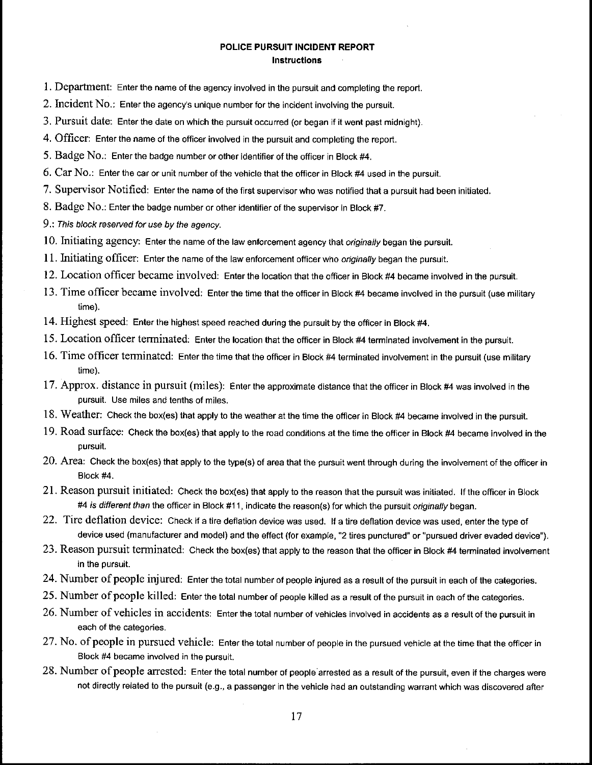# POLICE PURSUIT INCIDENT REPORT
## Instructions

1. Department: Enter the name of the agency involved in the pursuit and completing the report.
2. Incident No.: Enter the agency's unique number for the incident involving the pursuit.
3. Pursuit date: Enter the date on which the pursuit occurred (or began if it went past midnight).
4. Officer: Enter the name of the officer involved in the pursuit and completing the report.
5. Badge No.: Enter the badge number or other identifier of the officer in Block #4.
6. Car No.: Enter the car or unit number of the vehicle that the officer in Block #4 used in the pursuit.
7. Supervisor Notified: Enter the name of the first supervisor who was notified that a pursuit had been initiated.
8. Badge No.: Enter the badge number or other identifier of the supervisor in Block #7.
9.: *This block reserved for use by the agency.*
10. Initiating agency: Enter the name of the law enforcement agency that *originally* began the pursuit.
11. Initiating officer: Enter the name of the law enforcement officer who *originally* began the pursuit.
12. Location officer became involved: Enter the location that the officer in Block #4 became involved in the pursuit.
13. Time officer became involved: Enter the time that the officer in Block #4 became involved in the pursuit (use military time).
14. Highest speed: Enter the highest speed reached during the pursuit by the officer in Block #4.
15. Location officer terminated: Enter the location that the officer in Block #4 terminated involvement in the pursuit.
16. Time officer terminated: Enter the time that the officer in Block #4 terminated involvement in the pursuit (use military time).
17. Approx. distance in pursuit (miles): Enter the approximate distance that the officer in Block #4 was involved in the pursuit. Use miles and tenths of miles.
18. Weather: Check the box(es) that apply to the weather at the time the officer in Block #4 became involved in the pursuit.
19. Road surface: Check the box(es) that apply to the road conditions at the time the officer in Block #4 became involved in the pursuit.
20. Area: Check the box(es) that apply to the type(s) of area that the pursuit went through during the involvement of the officer in Block #4.
21. Reason pursuit initiated: Check the box(es) that apply to the reason that the pursuit was initiated. If the officer in Block #4 *is different than* the officer in Block #11, indicate the reason(s) for which the pursuit *originally* began.
22. Tire deflation device: Check if a tire deflation device was used. If a tire deflation device was used, enter the type of device used (manufacturer and model) and the effect (for example, "2 tires punctured" or "pursued driver evaded device").
23. Reason pursuit terminated: Check the box(es) that apply to the reason that the officer in Block #4 terminated involvement in the pursuit.
24. Number of people injured: Enter the total number of people injured as a result of the pursuit in each of the categories.
25. Number of people killed: Enter the total number of people killed as a result of the pursuit in each of the categories.
26. Number of vehicles in accidents: Enter the total number of vehicles involved in accidents as a result of the pursuit in each of the categories.
27. No. of people in pursued vehicle: Enter the total number of people in the pursued vehicle at the time that the officer in Block #4 became involved in the pursuit.
28. Number of people arrested: Enter the total number of people arrested as a result of the pursuit, even if the charges were not directly related to the pursuit (e.g., a passenger in the vehicle had an outstanding warrant which was discovered after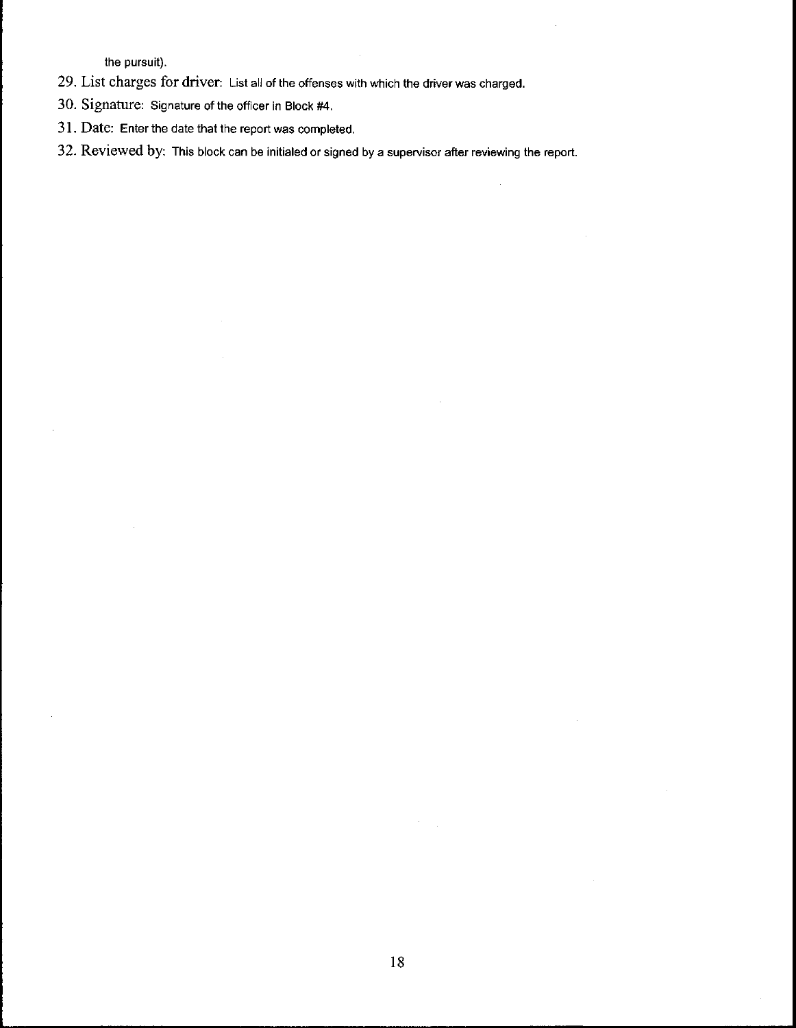the pursuit).

29. List charges for driver: List all of the offenses with which the driver was charged.
30. Signature: Signature of the officer in Block #4.
31. Date: Enter the date that the report was completed.
32. Reviewed by: This block can be initialed or signed by a supervisor after reviewing the report.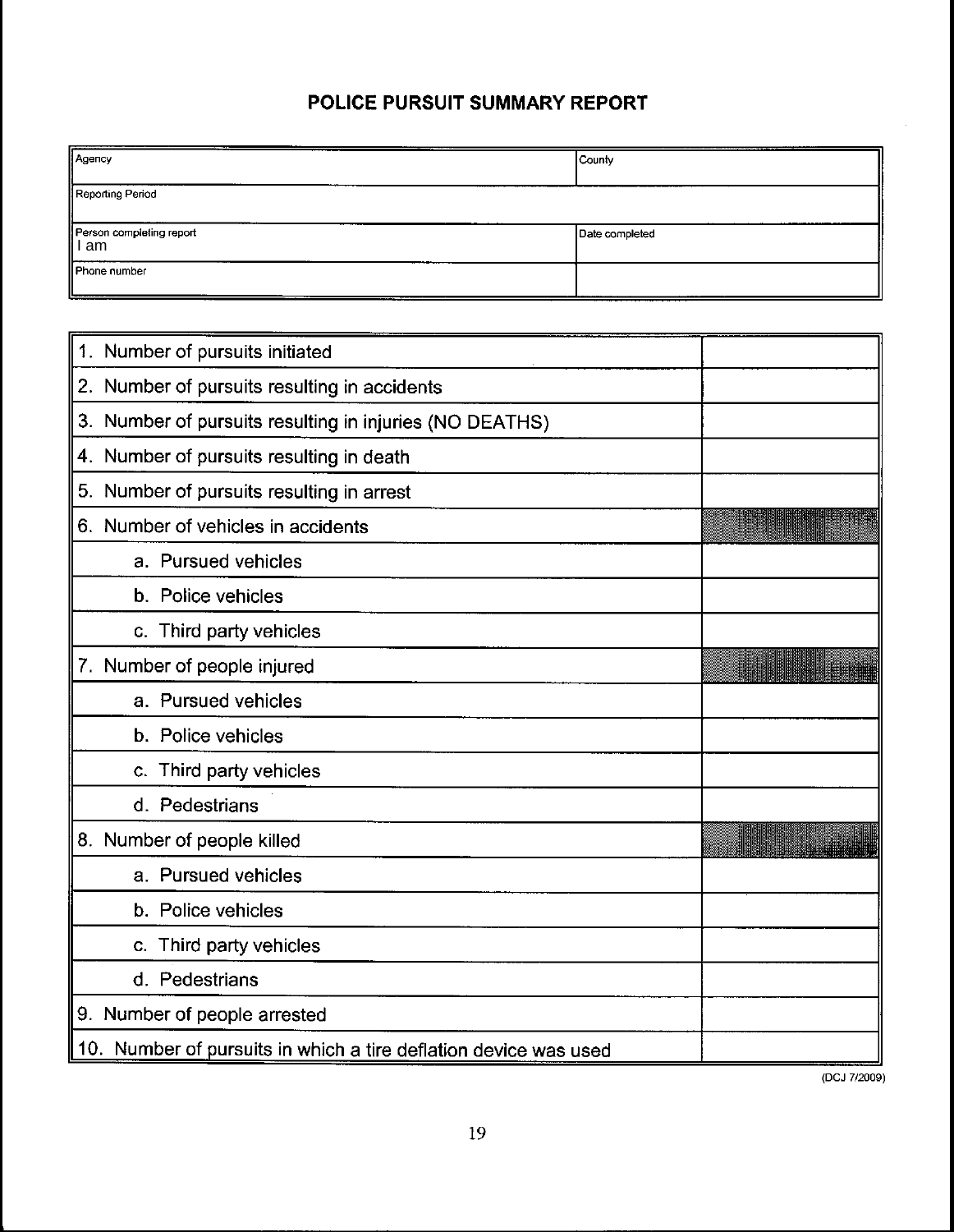# POLICE PURSUIT SUMMARY REPORT

| | |
|---|---|
| Agency | County |
| Reporting Period | |
| Person completing report<br>I am | Date completed |
| Phone number | |

| | |
|---|---|
| 1. Number of pursuits initiated | |
| 2. Number of pursuits resulting in accidents | |
| 3. Number of pursuits resulting in injuries (NO DEATHS) | |
| 4. Number of pursuits resulting in death | |
| 5. Number of pursuits resulting in arrest | |
| 6. Number of vehicles in accidents | |
| a. Pursued vehicles | |
| b. Police vehicles | |
| c. Third party vehicles | |
| 7. Number of people injured | |
| a. Pursued vehicles | |
| b. Police vehicles | |
| c. Third party vehicles | |
| d. Pedestrians | |
| 8. Number of people killed | |
| a. Pursued vehicles | |
| b. Police vehicles | |
| c. Third party vehicles | |
| d. Pedestrians | |
| 9. Number of people arrested | |
| 10. Number of pursuits in which a tire deflation device was used | |

(DCJ 7/2009)